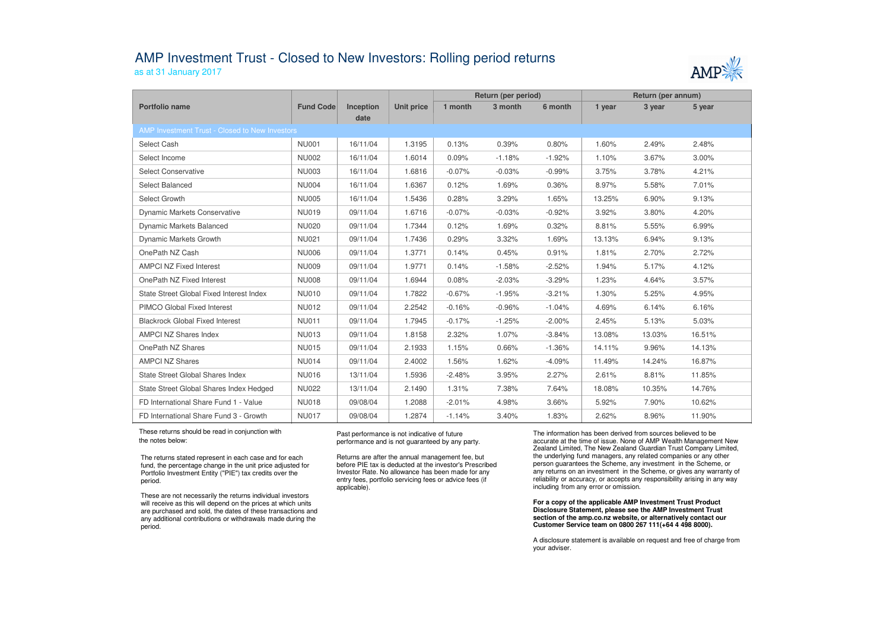# AMP Investment Trust - Closed to New Investors: Rolling period returns

as at 31 January 2017

| Portfolio name | Fund Code | Inception date | Unit price | Return (per period) | | | Return (per annum) | | |
|---|---|---|---|---|---|---|---|---|---|
| | | | | 1 month | 3 month | 6 month | 1 year | 3 year | 5 year |
| AMP Investment Trust - Closed to New Investors | | | | | | | | | |
| Select Cash | NU001 | 16/11/04 | 1.3195 | 0.13% | 0.39% | 0.80% | 1.60% | 2.49% | 2.48% |
| Select Income | NU002 | 16/11/04 | 1.6014 | 0.09% | -1.18% | -1.92% | 1.10% | 3.67% | 3.00% |
| Select Conservative | NU003 | 16/11/04 | 1.6816 | -0.07% | -0.03% | -0.99% | 3.75% | 3.78% | 4.21% |
| Select Balanced | NU004 | 16/11/04 | 1.6367 | 0.12% | 1.69% | 0.36% | 8.97% | 5.58% | 7.01% |
| Select Growth | NU005 | 16/11/04 | 1.5436 | 0.28% | 3.29% | 1.65% | 13.25% | 6.90% | 9.13% |
| Dynamic Markets Conservative | NU019 | 09/11/04 | 1.6716 | -0.07% | -0.03% | -0.92% | 3.92% | 3.80% | 4.20% |
| Dynamic Markets Balanced | NU020 | 09/11/04 | 1.7344 | 0.12% | 1.69% | 0.32% | 8.81% | 5.55% | 6.99% |
| Dynamic Markets Growth | NU021 | 09/11/04 | 1.7436 | 0.29% | 3.32% | 1.69% | 13.13% | 6.94% | 9.13% |
| OnePath NZ Cash | NU006 | 09/11/04 | 1.3771 | 0.14% | 0.45% | 0.91% | 1.81% | 2.70% | 2.72% |
| AMPCI NZ Fixed Interest | NU009 | 09/11/04 | 1.9771 | 0.14% | -1.58% | -2.52% | 1.94% | 5.17% | 4.12% |
| OnePath NZ Fixed Interest | NU008 | 09/11/04 | 1.6944 | 0.08% | -2.03% | -3.29% | 1.23% | 4.64% | 3.57% |
| State Street Global Fixed Interest Index | NU010 | 09/11/04 | 1.7822 | -0.67% | -1.95% | -3.21% | 1.30% | 5.25% | 4.95% |
| PIMCO Global Fixed Interest | NU012 | 09/11/04 | 2.2542 | -0.16% | -0.96% | -1.04% | 4.69% | 6.14% | 6.16% |
| Blackrock Global Fixed Interest | NU011 | 09/11/04 | 1.7945 | -0.17% | -1.25% | -2.00% | 2.45% | 5.13% | 5.03% |
| AMPCI NZ Shares Index | NU013 | 09/11/04 | 1.8158 | 2.32% | 1.07% | -3.84% | 13.08% | 13.03% | 16.51% |
| OnePath NZ Shares | NU015 | 09/11/04 | 2.1933 | 1.15% | 0.66% | -1.36% | 14.11% | 9.96% | 14.13% |
| AMPCI NZ Shares | NU014 | 09/11/04 | 2.4002 | 1.56% | 1.62% | -4.09% | 11.49% | 14.24% | 16.87% |
| State Street Global Shares Index | NU016 | 13/11/04 | 1.5936 | -2.48% | 3.95% | 2.27% | 2.61% | 8.81% | 11.85% |
| State Street Global Shares Index Hedged | NU022 | 13/11/04 | 2.1490 | 1.31% | 7.38% | 7.64% | 18.08% | 10.35% | 14.76% |
| FD International Share Fund 1 - Value | NU018 | 09/08/04 | 1.2088 | -2.01% | 4.98% | 3.66% | 5.92% | 7.90% | 10.62% |
| FD International Share Fund 3 - Growth | NU017 | 09/08/04 | 1.2874 | -1.14% | 3.40% | 1.83% | 2.62% | 8.96% | 11.90% |

These returns should be read in conjunction with the notes below:

The returns stated represent in each case and for each fund, the percentage change in the unit price adjusted for Portfolio Investment Entity ("PIE") tax credits over the period.

These are not necessarily the returns individual investors will receive as this will depend on the prices at which units are purchased and sold, the dates of these transactions and any additional contributions or withdrawals made during the period.

Past performance is not indicative of future performance and is not guaranteed by any party.

Returns are after the annual management fee, but before PIE tax is deducted at the investor's Prescribed Investor Rate. No allowance has been made for any entry fees, portfolio servicing fees or advice fees (if applicable).

The information has been derived from sources believed to be accurate at the time of issue. None of AMP Wealth Management New Zealand Limited, The New Zealand Guardian Trust Company Limited, the underlying fund managers, any related companies or any other person guarantees the Scheme, any investment in the Scheme, or any returns on an investment in the Scheme, or gives any warranty of reliability or accuracy, or accepts any responsibility arising in any way including from any error or omission.

**For a copy of the applicable AMP Investment Trust Product Disclosure Statement, please see the AMP Investment Trust section of the amp.co.nz website, or alternatively contact our Customer Service team on 0800 267 111(+64 4 498 8000).**

A disclosure statement is available on request and free of charge from your adviser.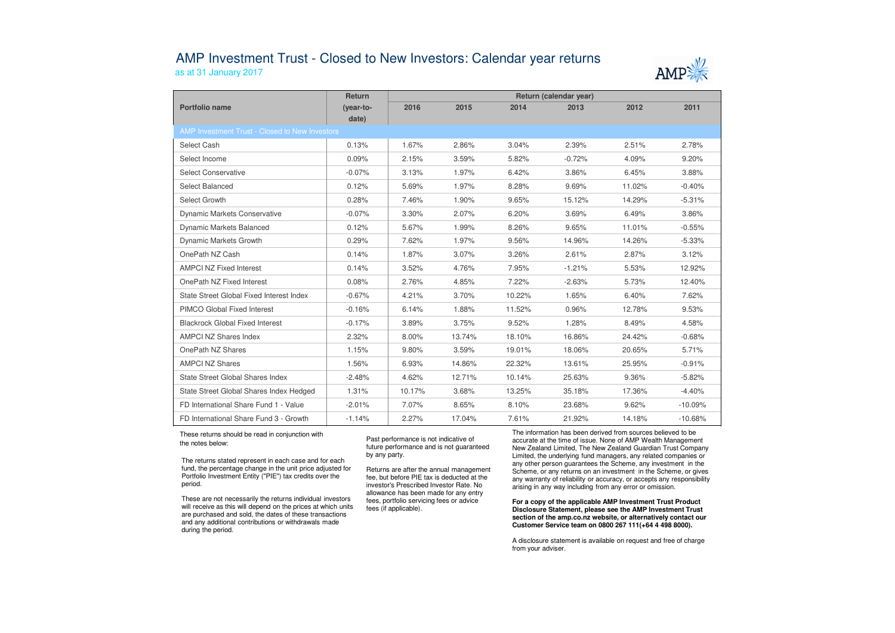# AMP Investment Trust - Closed to New Investors: Calendar year returns

as at 31 January 2017

| Portfolio name | Return (year-to-date) | Return (calendar year) | | | | | |
|---|---|---|---|---|---|---|---|
| | | 2016 | 2015 | 2014 | 2013 | 2012 | 2011 |
| **AMP Investment Trust - Closed to New Investors** | | | | | | | |
| Select Cash | 0.13% | 1.67% | 2.86% | 3.04% | 2.39% | 2.51% | 2.78% |
| Select Income | 0.09% | 2.15% | 3.59% | 5.82% | -0.72% | 4.09% | 9.20% |
| Select Conservative | -0.07% | 3.13% | 1.97% | 6.42% | 3.86% | 6.45% | 3.88% |
| Select Balanced | 0.12% | 5.69% | 1.97% | 8.28% | 9.69% | 11.02% | -0.40% |
| Select Growth | 0.28% | 7.46% | 1.90% | 9.65% | 15.12% | 14.29% | -5.31% |
| Dynamic Markets Conservative | -0.07% | 3.30% | 2.07% | 6.20% | 3.69% | 6.49% | 3.86% |
| Dynamic Markets Balanced | 0.12% | 5.67% | 1.99% | 8.26% | 9.65% | 11.01% | -0.55% |
| Dynamic Markets Growth | 0.29% | 7.62% | 1.97% | 9.56% | 14.96% | 14.26% | -5.33% |
| OnePath NZ Cash | 0.14% | 1.87% | 3.07% | 3.26% | 2.61% | 2.87% | 3.12% |
| AMPCI NZ Fixed Interest | 0.14% | 3.52% | 4.76% | 7.95% | -1.21% | 5.53% | 12.92% |
| OnePath NZ Fixed Interest | 0.08% | 2.76% | 4.85% | 7.22% | -2.63% | 5.73% | 12.40% |
| State Street Global Fixed Interest Index | -0.67% | 4.21% | 3.70% | 10.22% | 1.65% | 6.40% | 7.62% |
| PIMCO Global Fixed Interest | -0.16% | 6.14% | 1.88% | 11.52% | 0.96% | 12.78% | 9.53% |
| Blackrock Global Fixed Interest | -0.17% | 3.89% | 3.75% | 9.52% | 1.28% | 8.49% | 4.58% |
| AMPCI NZ Shares Index | 2.32% | 8.00% | 13.74% | 18.10% | 16.86% | 24.42% | -0.68% |
| OnePath NZ Shares | 1.15% | 9.80% | 3.59% | 19.01% | 18.06% | 20.65% | 5.71% |
| AMPCI NZ Shares | 1.56% | 6.93% | 14.86% | 22.32% | 13.61% | 25.95% | -0.91% |
| State Street Global Shares Index | -2.48% | 4.62% | 12.71% | 10.14% | 25.63% | 9.36% | -5.82% |
| State Street Global Shares Index Hedged | 1.31% | 10.17% | 3.68% | 13.25% | 35.18% | 17.36% | -4.40% |
| FD International Share Fund 1 - Value | -2.01% | 7.07% | 8.65% | 8.10% | 23.68% | 9.62% | -10.09% |
| FD International Share Fund 3 - Growth | -1.14% | 2.27% | 17.04% | 7.61% | 21.92% | 14.18% | -10.68% |

These returns should be read in conjunction with the notes below:

The returns stated represent in each case and for each fund, the percentage change in the unit price adjusted for Portfolio Investment Entity ("PIE") tax credits over the period.

These are not necessarily the returns individual investors will receive as this will depend on the prices at which units are purchased and sold, the dates of these transactions and any additional contributions or withdrawals made during the period.

Past performance is not indicative of future performance and is not guaranteed by any party.

Returns are after the annual management fee, but before PIE tax is deducted at the investor's Prescribed Investor Rate. No allowance has been made for any entry fees, portfolio servicing fees or advice fees (if applicable).

The information has been derived from sources believed to be accurate at the time of issue. None of AMP Wealth Management New Zealand Limited, The New Zealand Guardian Trust Company Limited, the underlying fund managers, any related companies or any other person guarantees the Scheme, any investment in the Scheme, or any returns on an investment in the Scheme, or gives any warranty of reliability or accuracy, or accepts any responsibility arising in any way including from any error or omission.

**For a copy of the applicable AMP Investment Trust Product Disclosure Statement, please see the AMP Investment Trust section of the amp.co.nz website, or alternatively contact our Customer Service team on 0800 267 111(+64 4 498 8000).**

A disclosure statement is available on request and free of charge from your adviser.